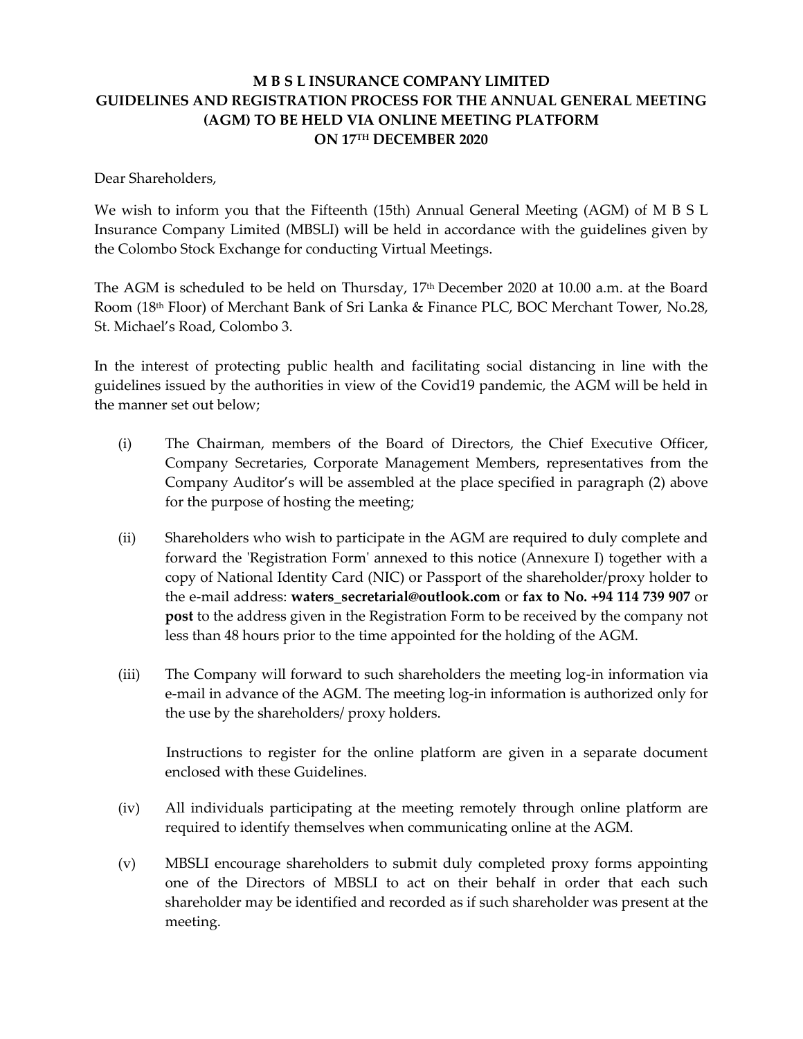**M B S L INSURANCE COMPANY LIMITED**
**GUIDELINES AND REGISTRATION PROCESS FOR THE ANNUAL GENERAL MEETING (AGM) TO BE HELD VIA ONLINE MEETING PLATFORM ON 17TH DECEMBER 2020**

Dear Shareholders,

We wish to inform you that the Fifteenth (15th) Annual General Meeting (AGM) of M B S L Insurance Company Limited (MBSLI) will be held in accordance with the guidelines given by the Colombo Stock Exchange for conducting Virtual Meetings.

The AGM is scheduled to be held on Thursday, 17th December 2020 at 10.00 a.m. at the Board Room (18th Floor) of Merchant Bank of Sri Lanka & Finance PLC, BOC Merchant Tower, No.28, St. Michael's Road, Colombo 3.

In the interest of protecting public health and facilitating social distancing in line with the guidelines issued by the authorities in view of the Covid19 pandemic, the AGM will be held in the manner set out below;

(i) The Chairman, members of the Board of Directors, the Chief Executive Officer, Company Secretaries, Corporate Management Members, representatives from the Company Auditor's will be assembled at the place specified in paragraph (2) above for the purpose of hosting the meeting;

(ii) Shareholders who wish to participate in the AGM are required to duly complete and forward the 'Registration Form' annexed to this notice (Annexure I) together with a copy of National Identity Card (NIC) or Passport of the shareholder/proxy holder to the e-mail address: **waters_secretarial@outlook.com** or **fax to No. +94 114 739 907** or **post** to the address given in the Registration Form to be received by the company not less than 48 hours prior to the time appointed for the holding of the AGM.

(iii) The Company will forward to such shareholders the meeting log-in information via e-mail in advance of the AGM. The meeting log-in information is authorized only for the use by the shareholders/ proxy holders.

Instructions to register for the online platform are given in a separate document enclosed with these Guidelines.

(iv) All individuals participating at the meeting remotely through online platform are required to identify themselves when communicating online at the AGM.

(v) MBSLI encourage shareholders to submit duly completed proxy forms appointing one of the Directors of MBSLI to act on their behalf in order that each such shareholder may be identified and recorded as if such shareholder was present at the meeting.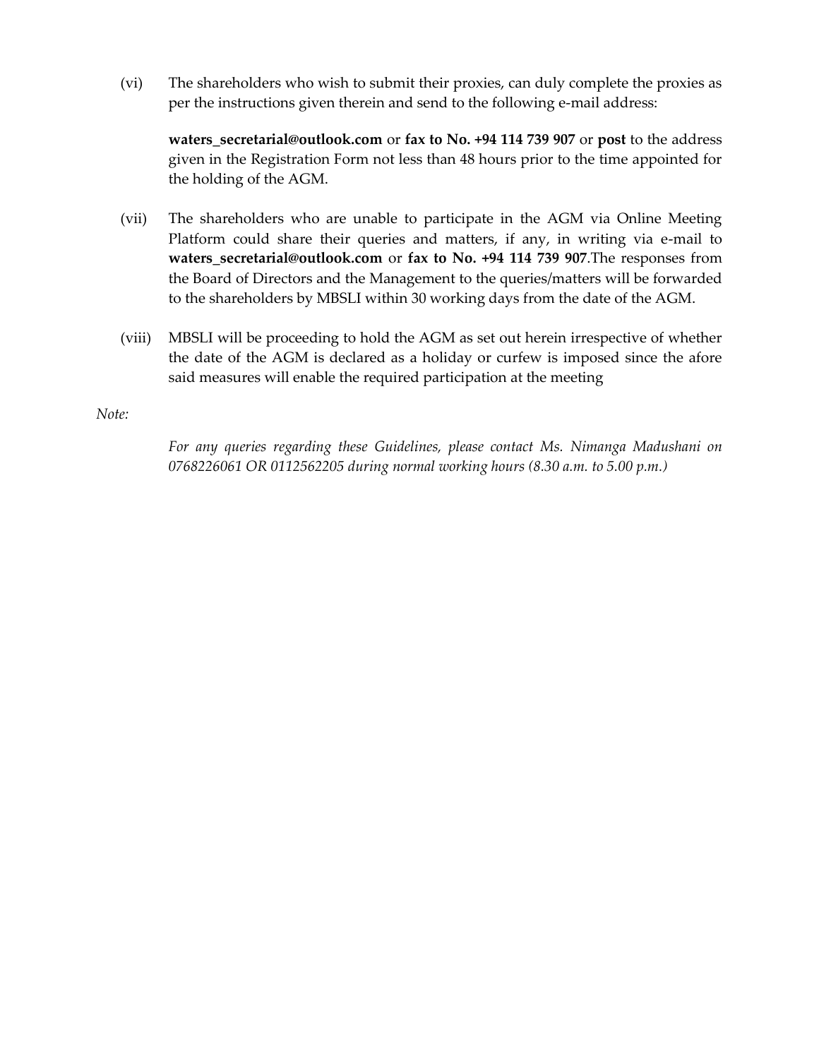(vi) The shareholders who wish to submit their proxies, can duly complete the proxies as per the instructions given therein and send to the following e-mail address:

  **waters_secretarial@outlook.com** or **fax to No. +94 114 739 907** or **post** to the address given in the Registration Form not less than 48 hours prior to the time appointed for the holding of the AGM.

(vii) The shareholders who are unable to participate in the AGM via Online Meeting Platform could share their queries and matters, if any, in writing via e-mail to **waters_secretarial@outlook.com** or **fax to No. +94 114 739 907**.The responses from the Board of Directors and the Management to the queries/matters will be forwarded to the shareholders by MBSLI within 30 working days from the date of the AGM.

(viii) MBSLI will be proceeding to hold the AGM as set out herein irrespective of whether the date of the AGM is declared as a holiday or curfew is imposed since the afore said measures will enable the required participation at the meeting

*Note:*

*For any queries regarding these Guidelines, please contact Ms. Nimanga Madushani on 0768226061 OR 0112562205 during normal working hours (8.30 a.m. to 5.00 p.m.)*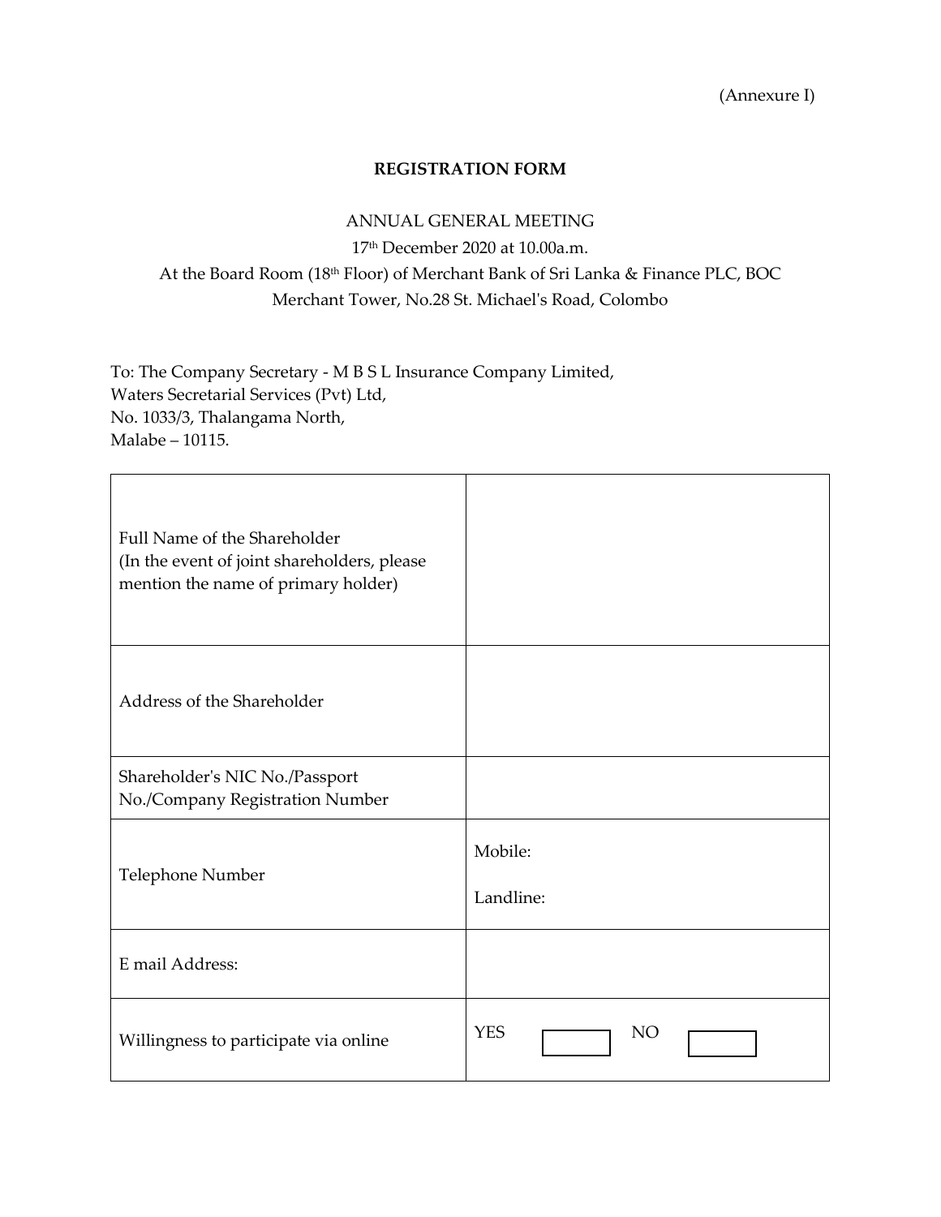(Annexure I)

**REGISTRATION FORM**

ANNUAL GENERAL MEETING

17th December 2020 at 10.00a.m.

At the Board Room (18th Floor) of Merchant Bank of Sri Lanka & Finance PLC, BOC Merchant Tower, No.28 St. Michael's Road, Colombo

To: The Company Secretary - M B S L Insurance Company Limited,
Waters Secretarial Services (Pvt) Ltd,
No. 1033/3, Thalangama North,
Malabe – 10115.

| | |
|---|---|
| Full Name of the Shareholder<br>(In the event of joint shareholders, please mention the name of primary holder) | |
| Address of the Shareholder | |
| Shareholder's NIC No./Passport No./Company Registration Number | |
| Telephone Number | Mobile:<br><br>Landline: |
| E mail Address: | |
| Willingness to participate via online | YES ☐ NO ☐ |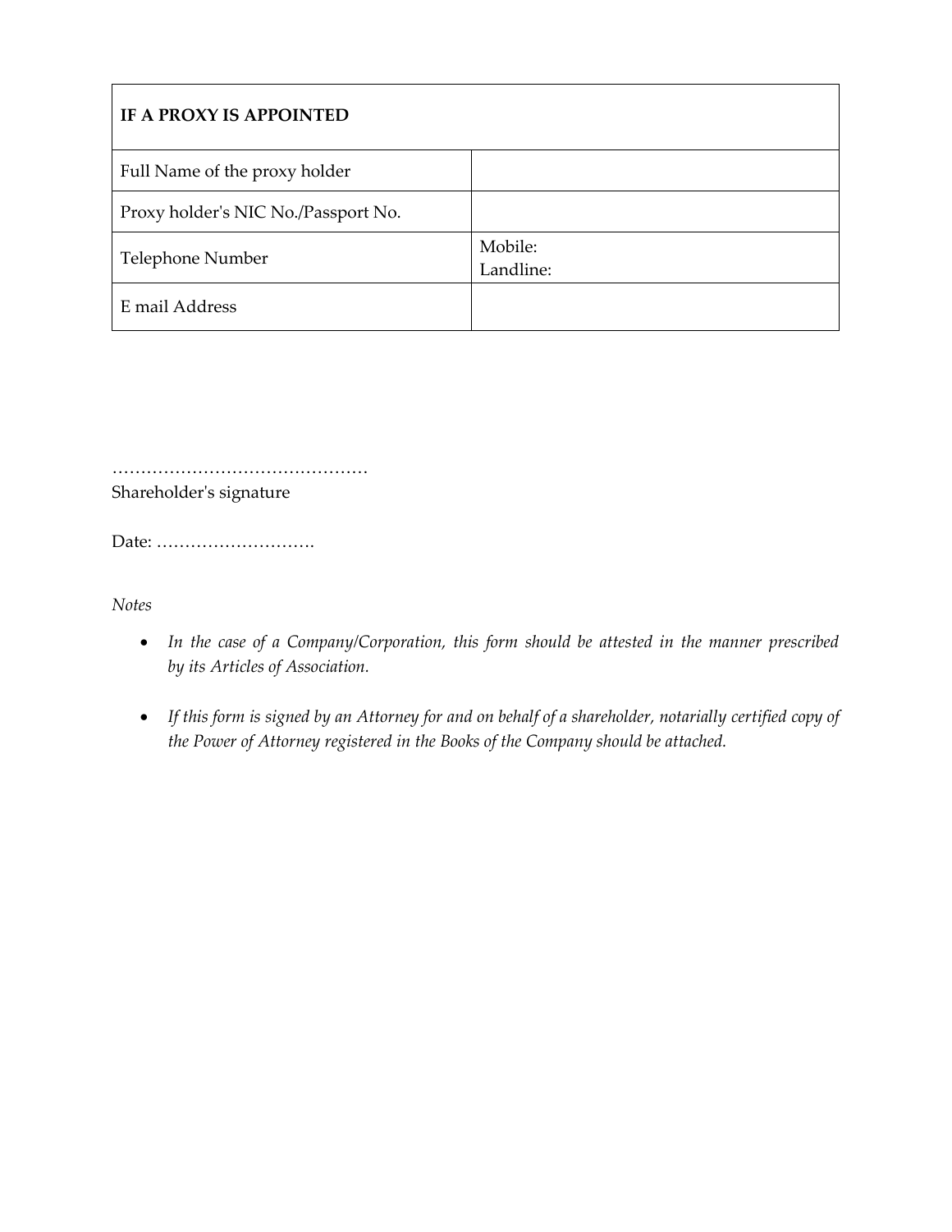| **IF A PROXY IS APPOINTED** | |
|---|---|
| Full Name of the proxy holder | |
| Proxy holder's NIC No./Passport No. | |
| Telephone Number | Mobile:<br>Landline: |
| E mail Address | |

………………………………………
Shareholder's signature

Date: ……………………….

*Notes*

- *In the case of a Company/Corporation, this form should be attested in the manner prescribed by its Articles of Association.*

- *If this form is signed by an Attorney for and on behalf of a shareholder, notarially certified copy of the Power of Attorney registered in the Books of the Company should be attached.*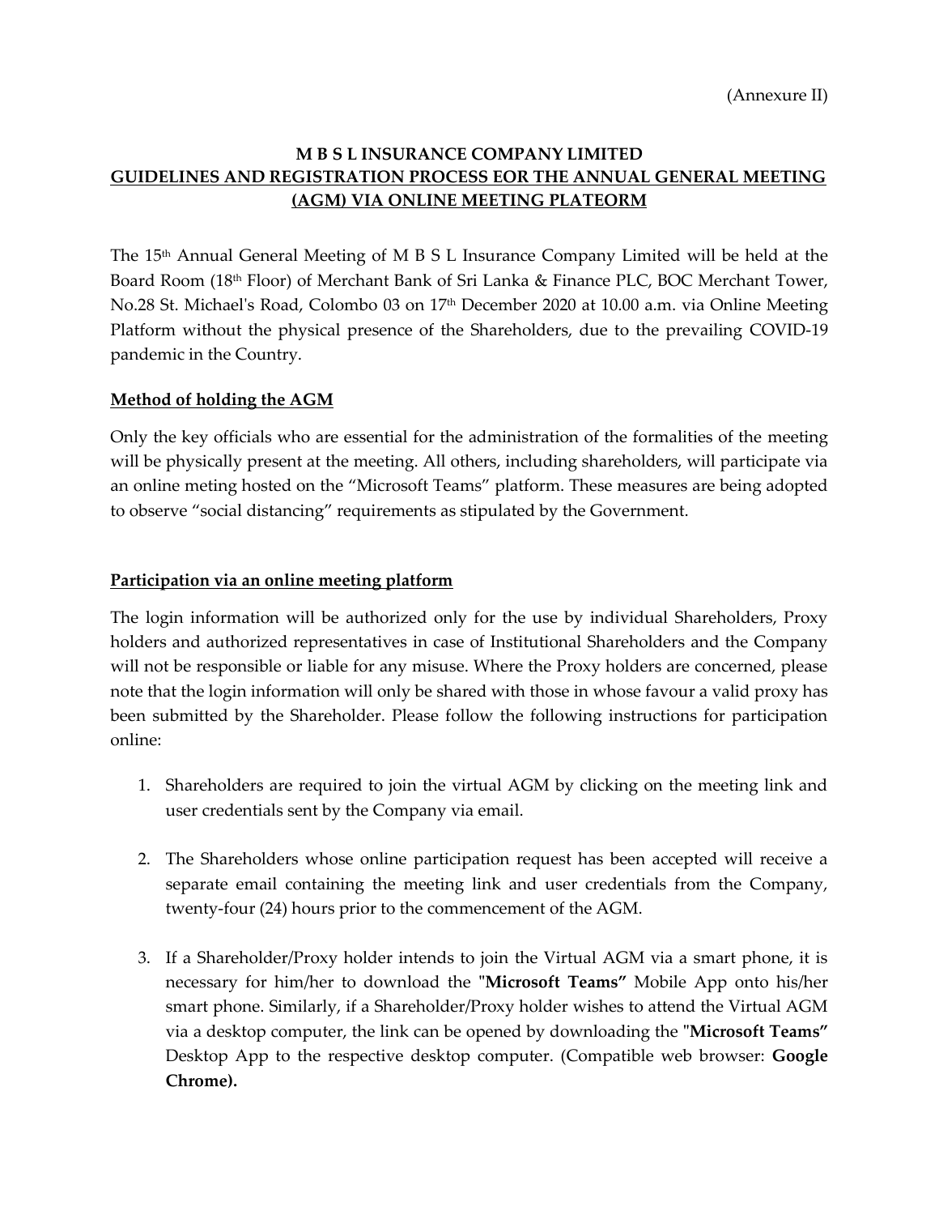(Annexure II)

# M B S L INSURANCE COMPANY LIMITED

## GUIDELINES AND REGISTRATION PROCESS EOR THE ANNUAL GENERAL MEETING (AGM) VIA ONLINE MEETING PLATEORM

The 15th Annual General Meeting of M B S L Insurance Company Limited will be held at the Board Room (18th Floor) of Merchant Bank of Sri Lanka & Finance PLC, BOC Merchant Tower, No.28 St. Michael's Road, Colombo 03 on 17th December 2020 at 10.00 a.m. via Online Meeting Platform without the physical presence of the Shareholders, due to the prevailing COVID-19 pandemic in the Country.

### Method of holding the AGM

Only the key officials who are essential for the administration of the formalities of the meeting will be physically present at the meeting. All others, including shareholders, will participate via an online meting hosted on the "Microsoft Teams" platform. These measures are being adopted to observe "social distancing" requirements as stipulated by the Government.

### Participation via an online meeting platform

The login information will be authorized only for the use by individual Shareholders, Proxy holders and authorized representatives in case of Institutional Shareholders and the Company will not be responsible or liable for any misuse. Where the Proxy holders are concerned, please note that the login information will only be shared with those in whose favour a valid proxy has been submitted by the Shareholder. Please follow the following instructions for participation online:

1. Shareholders are required to join the virtual AGM by clicking on the meeting link and user credentials sent by the Company via email.

2. The Shareholders whose online participation request has been accepted will receive a separate email containing the meeting link and user credentials from the Company, twenty-four (24) hours prior to the commencement of the AGM.

3. If a Shareholder/Proxy holder intends to join the Virtual AGM via a smart phone, it is necessary for him/her to download the "**Microsoft Teams"** Mobile App onto his/her smart phone. Similarly, if a Shareholder/Proxy holder wishes to attend the Virtual AGM via a desktop computer, the link can be opened by downloading the "**Microsoft Teams"** Desktop App to the respective desktop computer. (Compatible web browser: **Google Chrome).**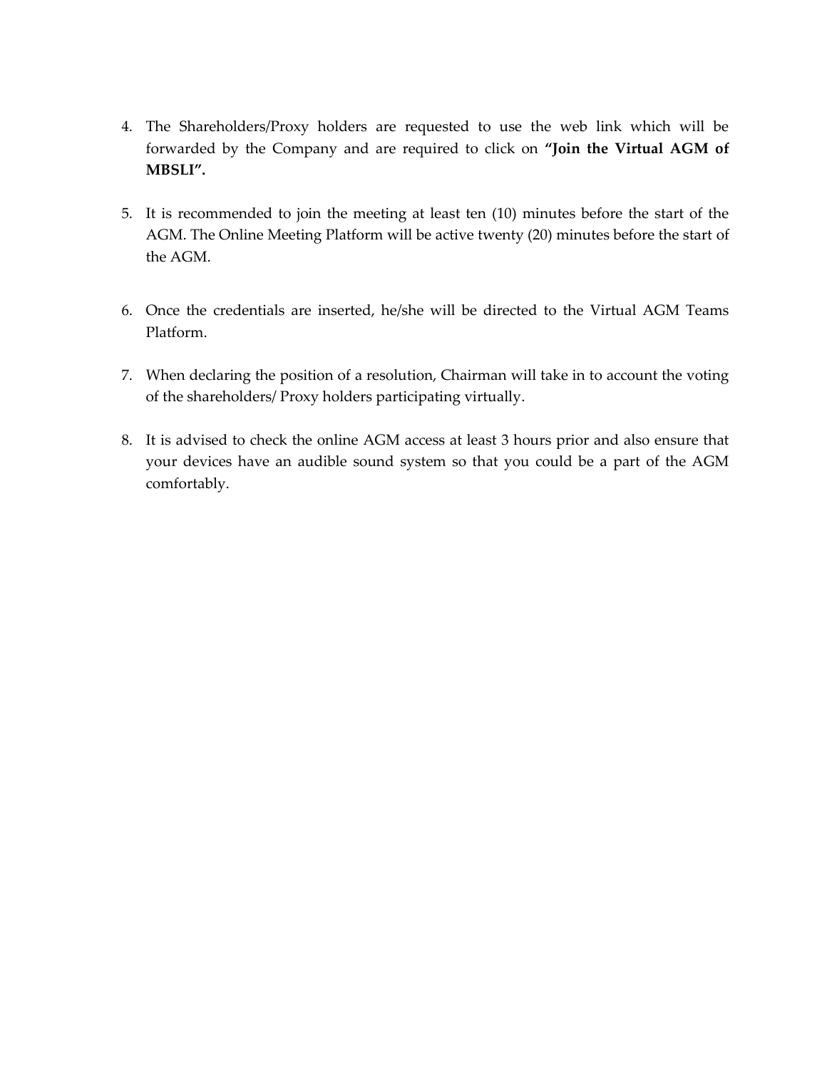4. The Shareholders/Proxy holders are requested to use the web link which will be forwarded by the Company and are required to click on **"Join the Virtual AGM of MBSLI".**

5. It is recommended to join the meeting at least ten (10) minutes before the start of the AGM. The Online Meeting Platform will be active twenty (20) minutes before the start of the AGM.

6. Once the credentials are inserted, he/she will be directed to the Virtual AGM Teams Platform.

7. When declaring the position of a resolution, Chairman will take in to account the voting of the shareholders/ Proxy holders participating virtually.

8. It is advised to check the online AGM access at least 3 hours prior and also ensure that your devices have an audible sound system so that you could be a part of the AGM comfortably.